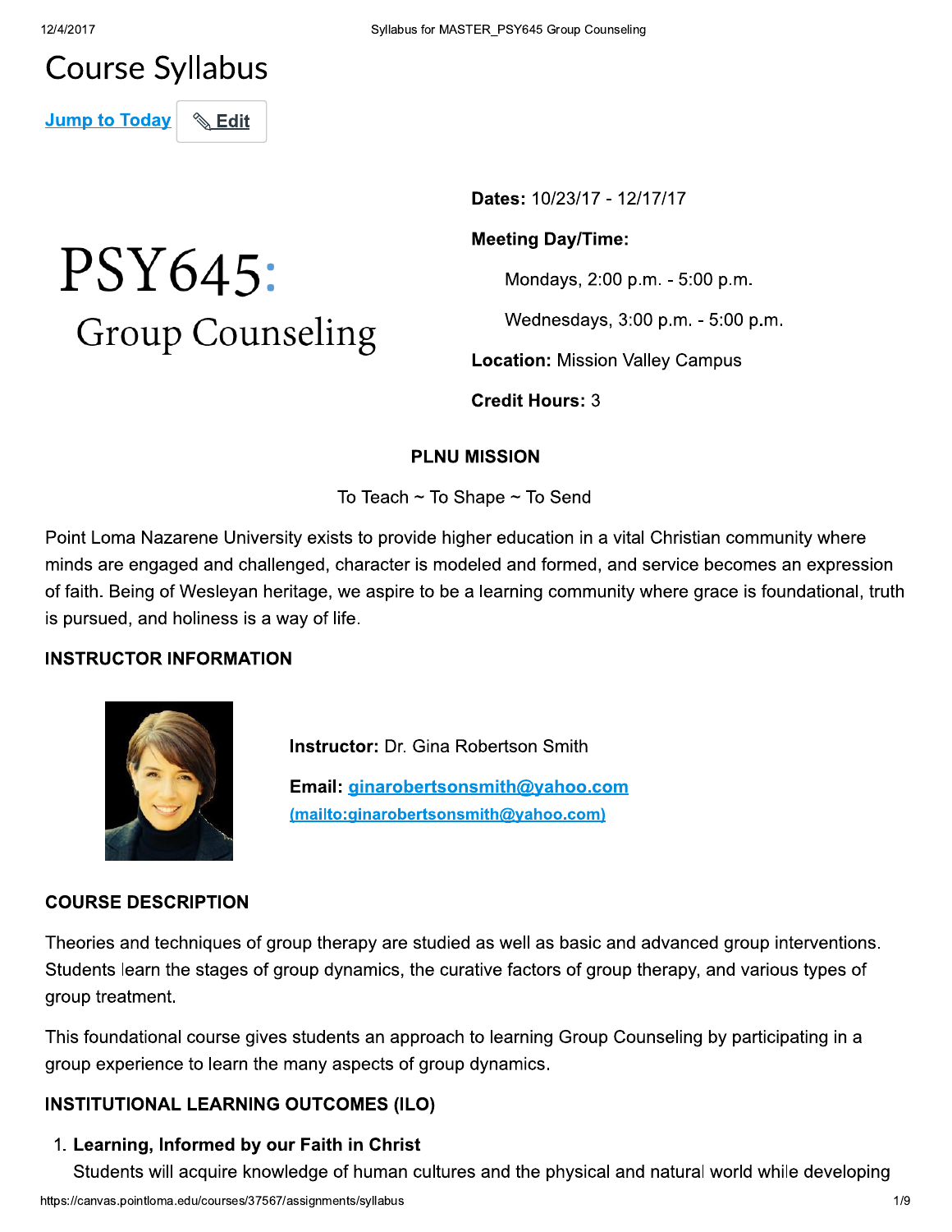# Course Syllabus

Jump to Today   Edit

# PSY645: Group Counseling

**Dates:** 10/23/17 - 12/17/17

**Meeting Day/Time:**

Mondays, 2:00 p.m. - 5:00 p.m.

Wednesdays, 3:00 p.m. - 5:00 p.m.

**Location:** Mission Valley Campus

**Credit Hours:** 3

## PLNU MISSION

To Teach ~ To Shape ~ To Send

Point Loma Nazarene University exists to provide higher education in a vital Christian community where minds are engaged and challenged, character is modeled and formed, and service becomes an expression of faith. Being of Wesleyan heritage, we aspire to be a learning community where grace is foundational, truth is pursued, and holiness is a way of life.

## INSTRUCTOR INFORMATION

**Instructor:** Dr. Gina Robertson Smith

**Email:** ginarobertsonsmith@yahoo.com (mailto:ginarobertsonsmith@yahoo.com)

## COURSE DESCRIPTION

Theories and techniques of group therapy are studied as well as basic and advanced group interventions. Students learn the stages of group dynamics, the curative factors of group therapy, and various types of group treatment.

This foundational course gives students an approach to learning Group Counseling by participating in a group experience to learn the many aspects of group dynamics.

## INSTITUTIONAL LEARNING OUTCOMES (ILO)

1. **Learning, Informed by our Faith in Christ**
   Students will acquire knowledge of human cultures and the physical and natural world while developing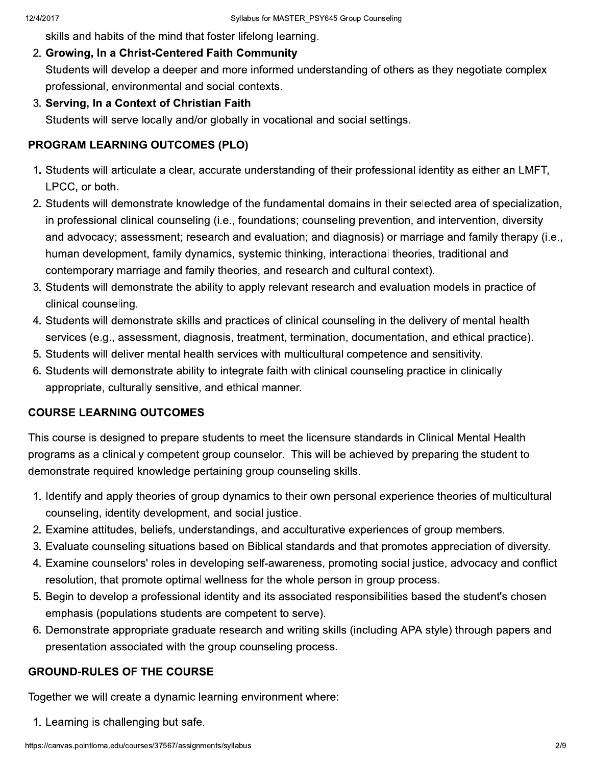skills and habits of the mind that foster lifelong learning.

2. **Growing, In a Christ-Centered Faith Community**
   Students will develop a deeper and more informed understanding of others as they negotiate complex professional, environmental and social contexts.
3. **Serving, In a Context of Christian Faith**
   Students will serve locally and/or globally in vocational and social settings.

## PROGRAM LEARNING OUTCOMES (PLO)

1. Students will articulate a clear, accurate understanding of their professional identity as either an LMFT, LPCC, or both.
2. Students will demonstrate knowledge of the fundamental domains in their selected area of specialization, in professional clinical counseling (i.e., foundations; counseling prevention, and intervention, diversity and advocacy; assessment; research and evaluation; and diagnosis) or marriage and family therapy (i.e., human development, family dynamics, systemic thinking, interactional theories, traditional and contemporary marriage and family theories, and research and cultural context).
3. Students will demonstrate the ability to apply relevant research and evaluation models in practice of clinical counseling.
4. Students will demonstrate skills and practices of clinical counseling in the delivery of mental health services (e.g., assessment, diagnosis, treatment, termination, documentation, and ethical practice).
5. Students will deliver mental health services with multicultural competence and sensitivity.
6. Students will demonstrate ability to integrate faith with clinical counseling practice in clinically appropriate, culturally sensitive, and ethical manner.

## COURSE LEARNING OUTCOMES

This course is designed to prepare students to meet the licensure standards in Clinical Mental Health programs as a clinically competent group counselor. This will be achieved by preparing the student to demonstrate required knowledge pertaining group counseling skills.

1. Identify and apply theories of group dynamics to their own personal experience theories of multicultural counseling, identity development, and social justice.
2. Examine attitudes, beliefs, understandings, and acculturative experiences of group members.
3. Evaluate counseling situations based on Biblical standards and that promotes appreciation of diversity.
4. Examine counselors' roles in developing self-awareness, promoting social justice, advocacy and conflict resolution, that promote optimal wellness for the whole person in group process.
5. Begin to develop a professional identity and its associated responsibilities based the student's chosen emphasis (populations students are competent to serve).
6. Demonstrate appropriate graduate research and writing skills (including APA style) through papers and presentation associated with the group counseling process.

## GROUND-RULES OF THE COURSE

Together we will create a dynamic learning environment where:

1. Learning is challenging but safe.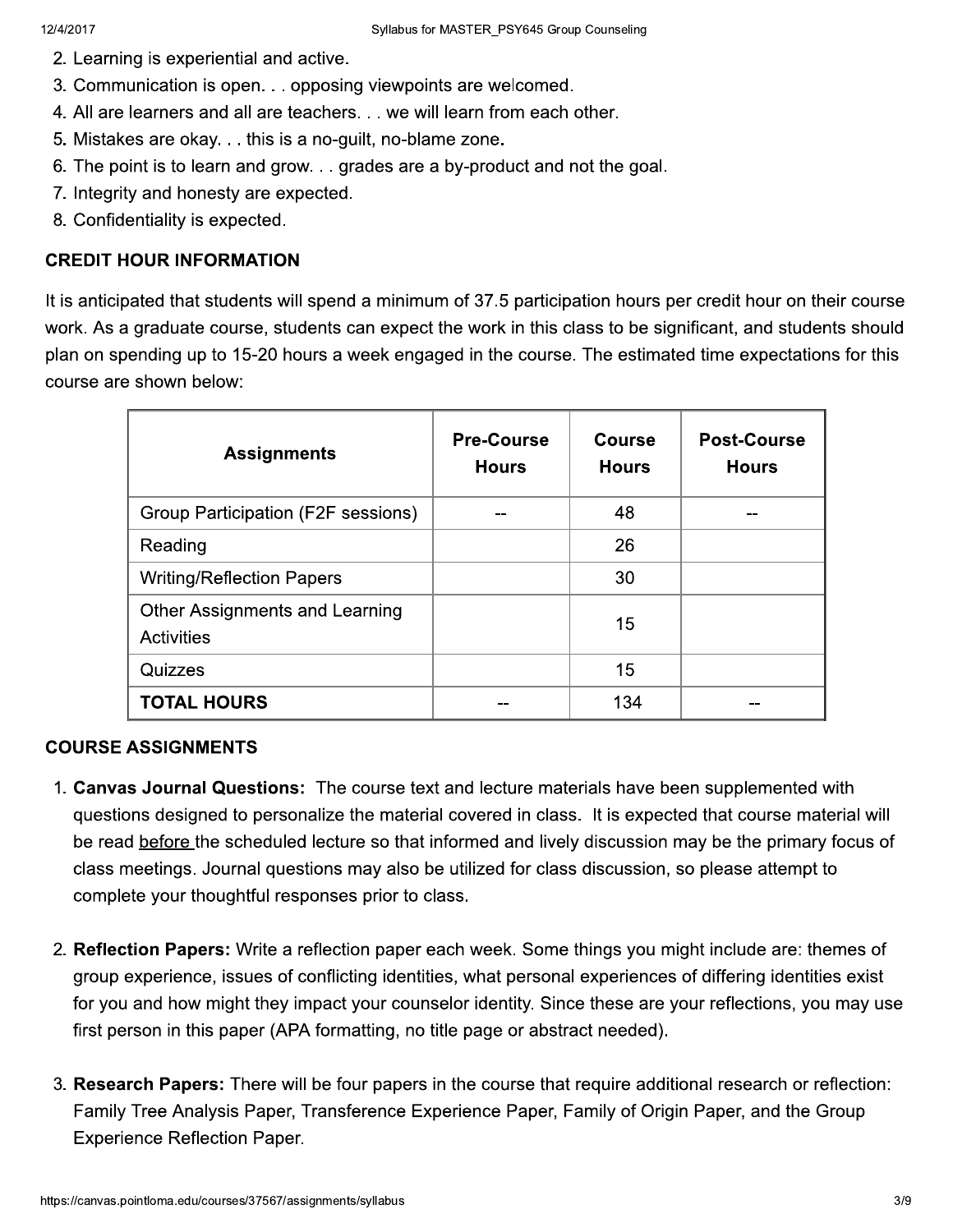2. Learning is experiential and active.
3. Communication is open. . . opposing viewpoints are welcomed.
4. All are learners and all are teachers. . . we will learn from each other.
5. Mistakes are okay. . . this is a no-guilt, no-blame zone.
6. The point is to learn and grow. . . grades are a by-product and not the goal.
7. Integrity and honesty are expected.
8. Confidentiality is expected.

## CREDIT HOUR INFORMATION

It is anticipated that students will spend a minimum of 37.5 participation hours per credit hour on their course work. As a graduate course, students can expect the work in this class to be significant, and students should plan on spending up to 15-20 hours a week engaged in the course. The estimated time expectations for this course are shown below:

| Assignments | Pre-Course Hours | Course Hours | Post-Course Hours |
|---|---|---|---|
| Group Participation (F2F sessions) | -- | 48 | -- |
| Reading | | 26 | |
| Writing/Reflection Papers | | 30 | |
| Other Assignments and Learning Activities | | 15 | |
| Quizzes | | 15 | |
| **TOTAL HOURS** | -- | 134 | -- |

## COURSE ASSIGNMENTS

1. **Canvas Journal Questions:** The course text and lecture materials have been supplemented with questions designed to personalize the material covered in class. It is expected that course material will be read before the scheduled lecture so that informed and lively discussion may be the primary focus of class meetings. Journal questions may also be utilized for class discussion, so please attempt to complete your thoughtful responses prior to class.

2. **Reflection Papers:** Write a reflection paper each week. Some things you might include are: themes of group experience, issues of conflicting identities, what personal experiences of differing identities exist for you and how might they impact your counselor identity. Since these are your reflections, you may use first person in this paper (APA formatting, no title page or abstract needed).

3. **Research Papers:** There will be four papers in the course that require additional research or reflection: Family Tree Analysis Paper, Transference Experience Paper, Family of Origin Paper, and the Group Experience Reflection Paper.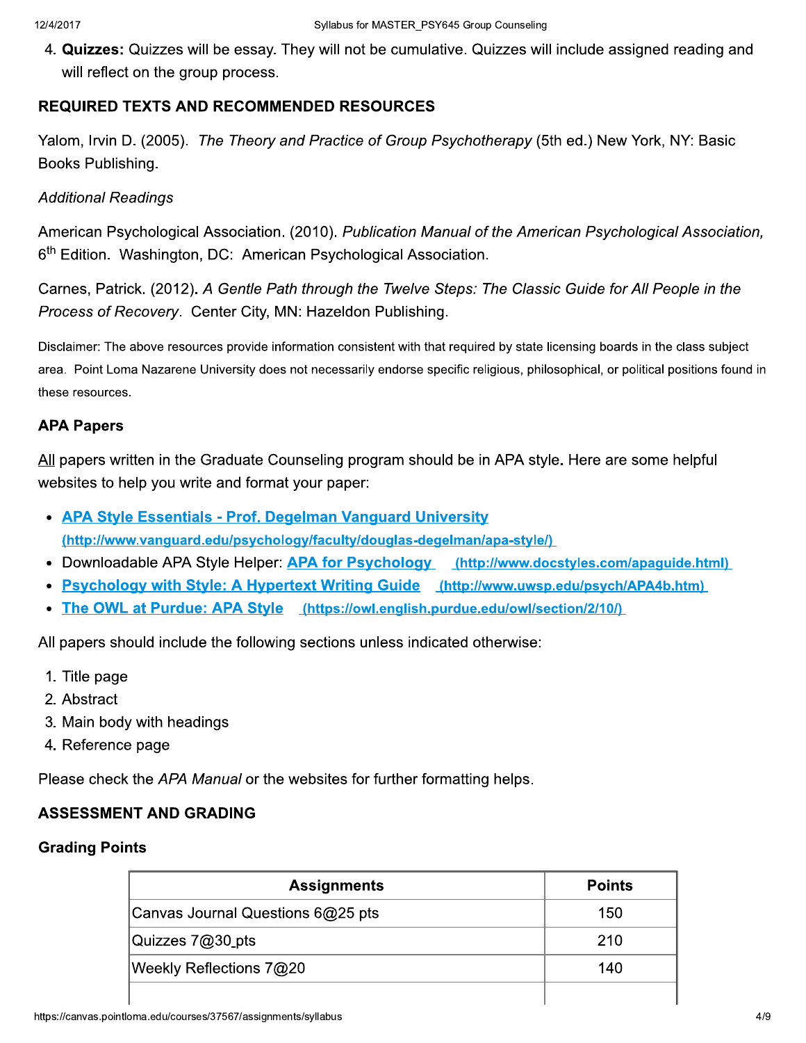4. **Quizzes:** Quizzes will be essay. They will not be cumulative. Quizzes will include assigned reading and will reflect on the group process.

### REQUIRED TEXTS AND RECOMMENDED RESOURCES

Yalom, Irvin D. (2005). *The Theory and Practice of Group Psychotherapy* (5th ed.) New York, NY: Basic Books Publishing.

*Additional Readings*

American Psychological Association. (2010). *Publication Manual of the American Psychological Association,* 6th Edition. Washington, DC: American Psychological Association.

Carnes, Patrick. (2012). *A Gentle Path through the Twelve Steps: The Classic Guide for All People in the Process of Recovery*. Center City, MN: Hazeldon Publishing.

Disclaimer: The above resources provide information consistent with that required by state licensing boards in the class subject area. Point Loma Nazarene University does not necessarily endorse specific religious, philosophical, or political positions found in these resources.

### APA Papers

All papers written in the Graduate Counseling program should be in APA style. Here are some helpful websites to help you write and format your paper:

- **APA Style Essentials - Prof. Degelman Vanguard University** (http://www.vanguard.edu/psychology/faculty/douglas-degelman/apa-style/)
- Downloadable APA Style Helper: **APA for Psychology** (http://www.docstyles.com/apaguide.html)
- **Psychology with Style: A Hypertext Writing Guide** (http://www.uwsp.edu/psych/APA4b.htm)
- **The OWL at Purdue: APA Style** (https://owl.english.purdue.edu/owl/section/2/10/)

All papers should include the following sections unless indicated otherwise:

1. Title page
2. Abstract
3. Main body with headings
4. Reference page

Please check the *APA Manual* or the websites for further formatting helps.

### ASSESSMENT AND GRADING

### Grading Points

| Assignments | Points |
|---|---|
| Canvas Journal Questions 6@25 pts | 150 |
| Quizzes 7@30_pts | 210 |
| Weekly Reflections 7@20 | 140 |
| | |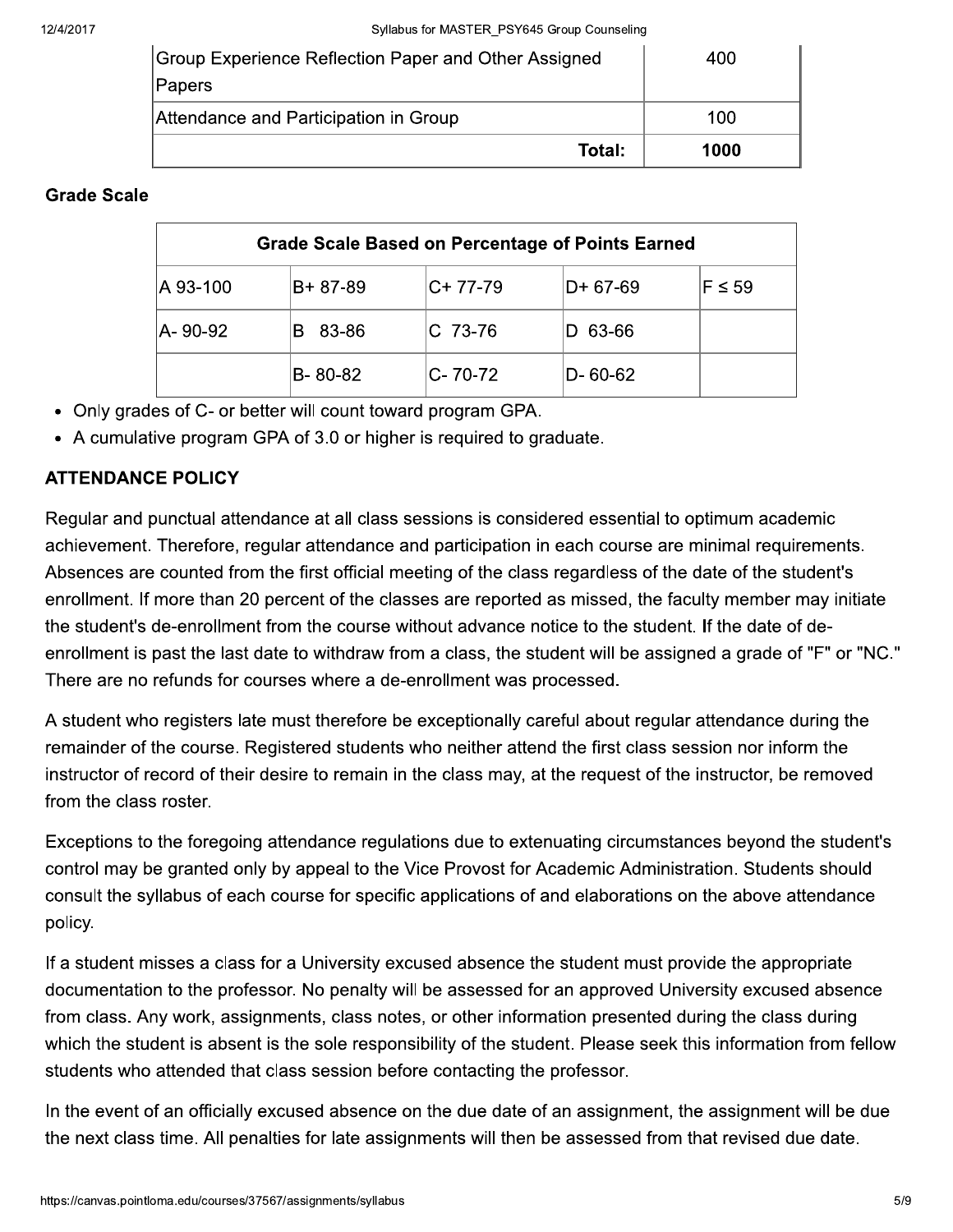| Group Experience Reflection Paper and Other Assigned Papers | 400 |
|---|---|
| Attendance and Participation in Group | 100 |
| **Total:** | **1000** |

**Grade Scale**

| Grade Scale Based on Percentage of Points Earned | | | | |
|---|---|---|---|---|
| A 93-100 | B+ 87-89 | C+ 77-79 | D+ 67-69 | F ≤ 59 |
| A- 90-92 | B 83-86 | C 73-76 | D 63-66 | |
| | B- 80-82 | C- 70-72 | D- 60-62 | |

- Only grades of C- or better will count toward program GPA.
- A cumulative program GPA of 3.0 or higher is required to graduate.

**ATTENDANCE POLICY**

Regular and punctual attendance at all class sessions is considered essential to optimum academic achievement. Therefore, regular attendance and participation in each course are minimal requirements. Absences are counted from the first official meeting of the class regardless of the date of the student's enrollment. If more than 20 percent of the classes are reported as missed, the faculty member may initiate the student's de-enrollment from the course without advance notice to the student. If the date of de-enrollment is past the last date to withdraw from a class, the student will be assigned a grade of "F" or "NC." There are no refunds for courses where a de-enrollment was processed.

A student who registers late must therefore be exceptionally careful about regular attendance during the remainder of the course. Registered students who neither attend the first class session nor inform the instructor of record of their desire to remain in the class may, at the request of the instructor, be removed from the class roster.

Exceptions to the foregoing attendance regulations due to extenuating circumstances beyond the student's control may be granted only by appeal to the Vice Provost for Academic Administration. Students should consult the syllabus of each course for specific applications of and elaborations on the above attendance policy.

If a student misses a class for a University excused absence the student must provide the appropriate documentation to the professor. No penalty will be assessed for an approved University excused absence from class. Any work, assignments, class notes, or other information presented during the class during which the student is absent is the sole responsibility of the student. Please seek this information from fellow students who attended that class session before contacting the professor.

In the event of an officially excused absence on the due date of an assignment, the assignment will be due the next class time. All penalties for late assignments will then be assessed from that revised due date.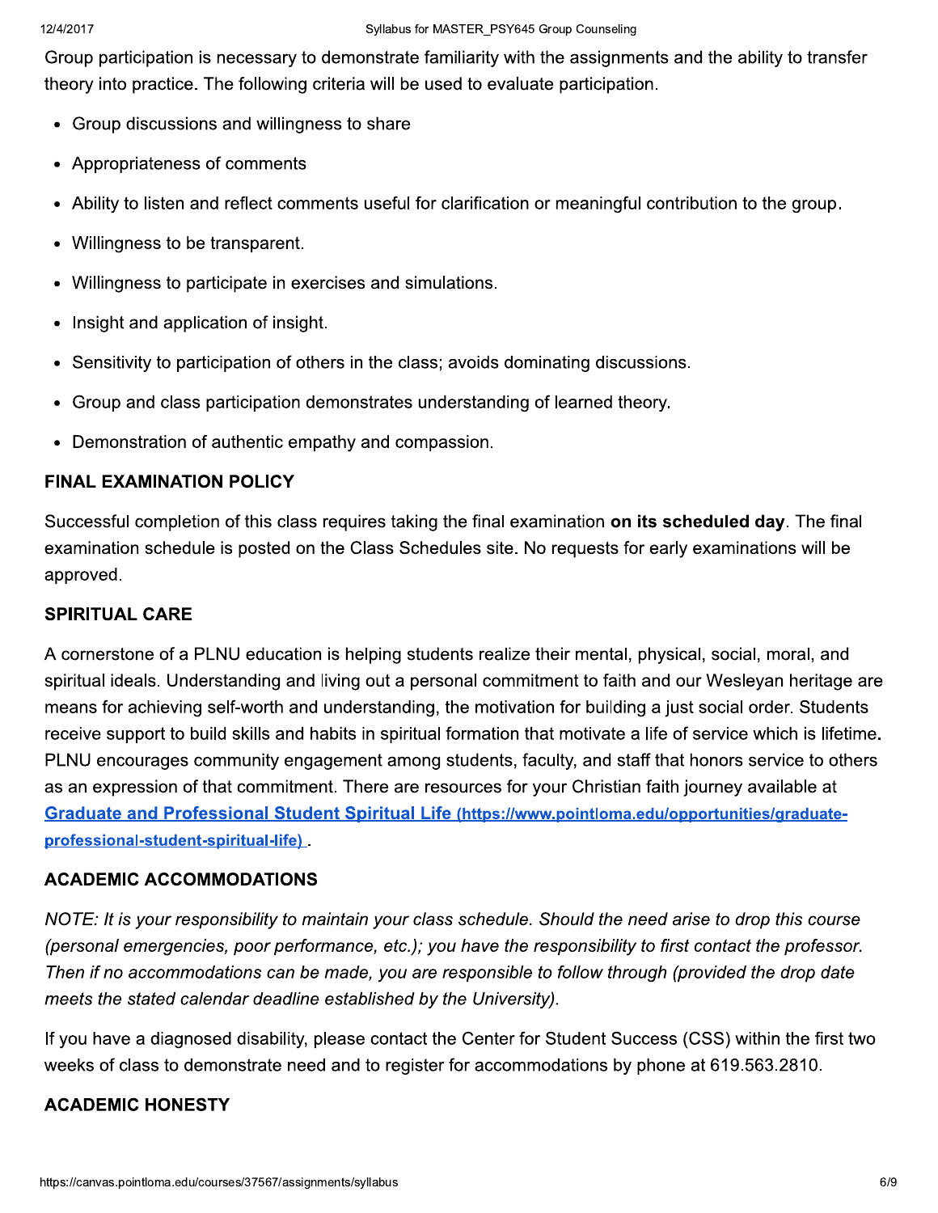Group participation is necessary to demonstrate familiarity with the assignments and the ability to transfer theory into practice. The following criteria will be used to evaluate participation.

- Group discussions and willingness to share
- Appropriateness of comments
- Ability to listen and reflect comments useful for clarification or meaningful contribution to the group.
- Willingness to be transparent.
- Willingness to participate in exercises and simulations.
- Insight and application of insight.
- Sensitivity to participation of others in the class; avoids dominating discussions.
- Group and class participation demonstrates understanding of learned theory.
- Demonstration of authentic empathy and compassion.

### FINAL EXAMINATION POLICY

Successful completion of this class requires taking the final examination **on its scheduled day**. The final examination schedule is posted on the Class Schedules site. No requests for early examinations will be approved.

### SPIRITUAL CARE

A cornerstone of a PLNU education is helping students realize their mental, physical, social, moral, and spiritual ideals. Understanding and living out a personal commitment to faith and our Wesleyan heritage are means for achieving self-worth and understanding, the motivation for building a just social order. Students receive support to build skills and habits in spiritual formation that motivate a life of service which is lifetime**.** PLNU encourages community engagement among students, faculty, and staff that honors service to others as an expression of that commitment. There are resources for your Christian faith journey available at [Graduate and Professional Student Spiritual Life (https://www.pointloma.edu/opportunities/graduate-professional-student-spiritual-life)](https://www.pointloma.edu/opportunities/graduate-professional-student-spiritual-life).

### ACADEMIC ACCOMMODATIONS

*NOTE: It is your responsibility to maintain your class schedule. Should the need arise to drop this course (personal emergencies, poor performance, etc.); you have the responsibility to first contact the professor. Then if no accommodations can be made, you are responsible to follow through (provided the drop date meets the stated calendar deadline established by the University).*

If you have a diagnosed disability, please contact the Center for Student Success (CSS) within the first two weeks of class to demonstrate need and to register for accommodations by phone at 619.563.2810.

### ACADEMIC HONESTY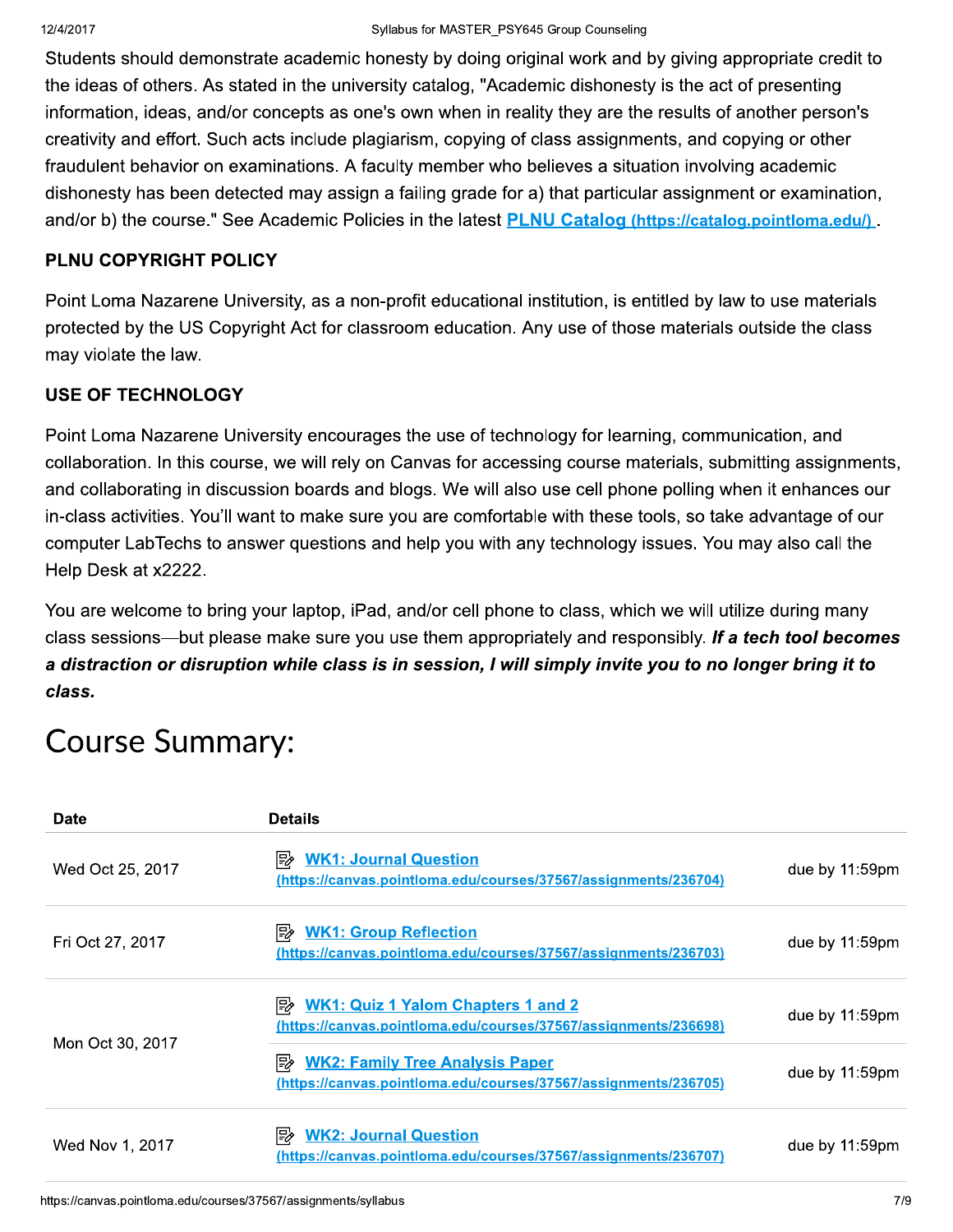Students should demonstrate academic honesty by doing original work and by giving appropriate credit to the ideas of others. As stated in the university catalog, "Academic dishonesty is the act of presenting information, ideas, and/or concepts as one's own when in reality they are the results of another person's creativity and effort. Such acts include plagiarism, copying of class assignments, and copying or other fraudulent behavior on examinations. A faculty member who believes a situation involving academic dishonesty has been detected may assign a failing grade for a) that particular assignment or examination, and/or b) the course." See Academic Policies in the latest [PLNU Catalog (https://catalog.pointloma.edu/)](https://catalog.pointloma.edu/).

### PLNU COPYRIGHT POLICY

Point Loma Nazarene University, as a non-profit educational institution, is entitled by law to use materials protected by the US Copyright Act for classroom education. Any use of those materials outside the class may violate the law.

### USE OF TECHNOLOGY

Point Loma Nazarene University encourages the use of technology for learning, communication, and collaboration. In this course, we will rely on Canvas for accessing course materials, submitting assignments, and collaborating in discussion boards and blogs. We will also use cell phone polling when it enhances our in-class activities. You'll want to make sure you are comfortable with these tools, so take advantage of our computer LabTechs to answer questions and help you with any technology issues. You may also call the Help Desk at x2222.

You are welcome to bring your laptop, iPad, and/or cell phone to class, which we will utilize during many class sessions—but please make sure you use them appropriately and responsibly. ***If a tech tool becomes a distraction or disruption while class is in session, I will simply invite you to no longer bring it to class.***

# Course Summary:

| Date | Details | |
|---|---|---|
| Wed Oct 25, 2017 | [WK1: Journal Question (https://canvas.pointloma.edu/courses/37567/assignments/236704)](https://canvas.pointloma.edu/courses/37567/assignments/236704) | due by 11:59pm |
| Fri Oct 27, 2017 | [WK1: Group Reflection (https://canvas.pointloma.edu/courses/37567/assignments/236703)](https://canvas.pointloma.edu/courses/37567/assignments/236703) | due by 11:59pm |
| Mon Oct 30, 2017 | [WK1: Quiz 1 Yalom Chapters 1 and 2 (https://canvas.pointloma.edu/courses/37567/assignments/236698)](https://canvas.pointloma.edu/courses/37567/assignments/236698) | due by 11:59pm |
| | [WK2: Family Tree Analysis Paper (https://canvas.pointloma.edu/courses/37567/assignments/236705)](https://canvas.pointloma.edu/courses/37567/assignments/236705) | due by 11:59pm |
| Wed Nov 1, 2017 | [WK2: Journal Question (https://canvas.pointloma.edu/courses/37567/assignments/236707)](https://canvas.pointloma.edu/courses/37567/assignments/236707) | due by 11:59pm |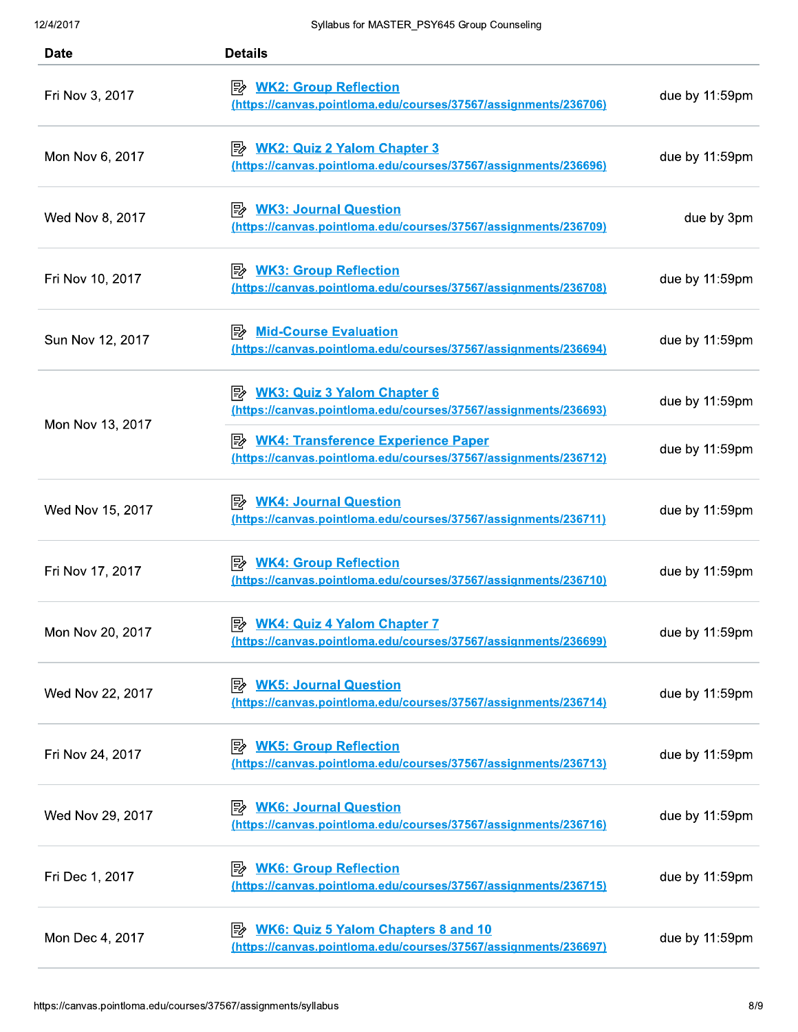| Date | Details | |
|---|---|---|
| Fri Nov 3, 2017 | WK2: Group Reflection (https://canvas.pointloma.edu/courses/37567/assignments/236706) | due by 11:59pm |
| Mon Nov 6, 2017 | WK2: Quiz 2 Yalom Chapter 3 (https://canvas.pointloma.edu/courses/37567/assignments/236696) | due by 11:59pm |
| Wed Nov 8, 2017 | WK3: Journal Question (https://canvas.pointloma.edu/courses/37567/assignments/236709) | due by 3pm |
| Fri Nov 10, 2017 | WK3: Group Reflection (https://canvas.pointloma.edu/courses/37567/assignments/236708) | due by 11:59pm |
| Sun Nov 12, 2017 | Mid-Course Evaluation (https://canvas.pointloma.edu/courses/37567/assignments/236694) | due by 11:59pm |
| Mon Nov 13, 2017 | WK3: Quiz 3 Yalom Chapter 6 (https://canvas.pointloma.edu/courses/37567/assignments/236693) | due by 11:59pm |
| | WK4: Transference Experience Paper (https://canvas.pointloma.edu/courses/37567/assignments/236712) | due by 11:59pm |
| Wed Nov 15, 2017 | WK4: Journal Question (https://canvas.pointloma.edu/courses/37567/assignments/236711) | due by 11:59pm |
| Fri Nov 17, 2017 | WK4: Group Reflection (https://canvas.pointloma.edu/courses/37567/assignments/236710) | due by 11:59pm |
| Mon Nov 20, 2017 | WK4: Quiz 4 Yalom Chapter 7 (https://canvas.pointloma.edu/courses/37567/assignments/236699) | due by 11:59pm |
| Wed Nov 22, 2017 | WK5: Journal Question (https://canvas.pointloma.edu/courses/37567/assignments/236714) | due by 11:59pm |
| Fri Nov 24, 2017 | WK5: Group Reflection (https://canvas.pointloma.edu/courses/37567/assignments/236713) | due by 11:59pm |
| Wed Nov 29, 2017 | WK6: Journal Question (https://canvas.pointloma.edu/courses/37567/assignments/236716) | due by 11:59pm |
| Fri Dec 1, 2017 | WK6: Group Reflection (https://canvas.pointloma.edu/courses/37567/assignments/236715) | due by 11:59pm |
| Mon Dec 4, 2017 | WK6: Quiz 5 Yalom Chapters 8 and 10 (https://canvas.pointloma.edu/courses/37567/assignments/236697) | due by 11:59pm |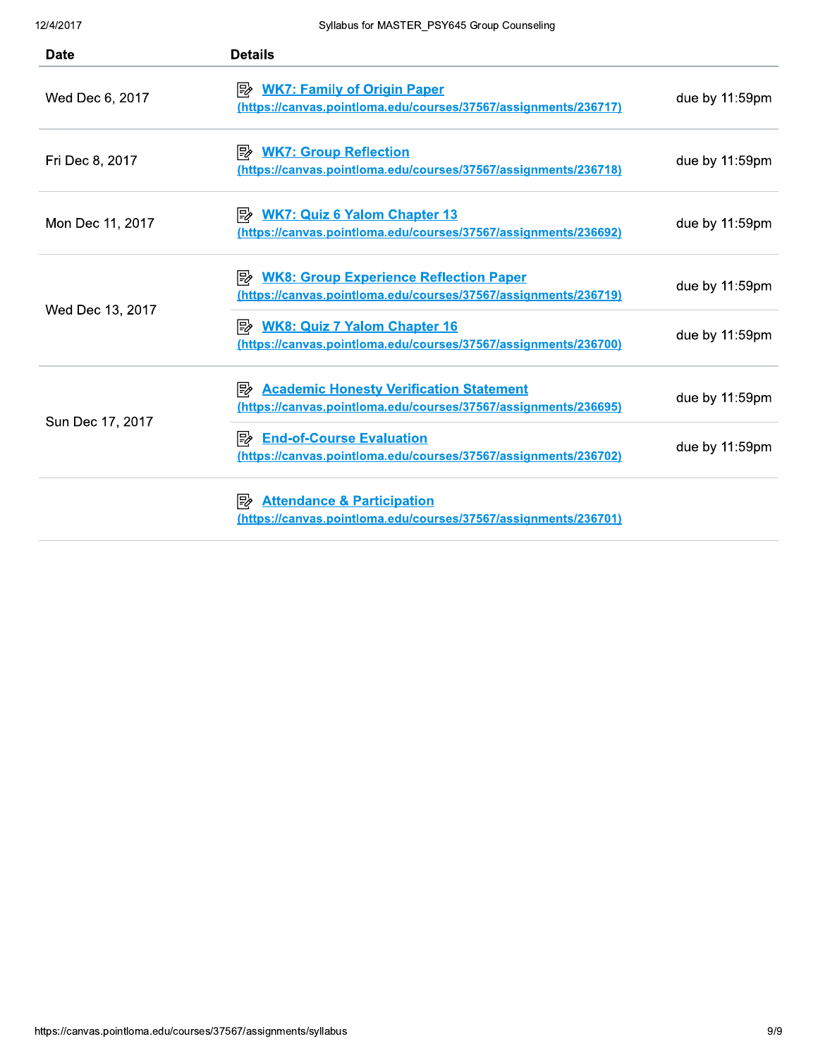| Date | Details | |
| --- | --- | --- |
| Wed Dec 6, 2017 | [WK7: Family of Origin Paper](https://canvas.pointloma.edu/courses/37567/assignments/236717) (https://canvas.pointloma.edu/courses/37567/assignments/236717) | due by 11:59pm |
| Fri Dec 8, 2017 | [WK7: Group Reflection](https://canvas.pointloma.edu/courses/37567/assignments/236718) (https://canvas.pointloma.edu/courses/37567/assignments/236718) | due by 11:59pm |
| Mon Dec 11, 2017 | [WK7: Quiz 6 Yalom Chapter 13](https://canvas.pointloma.edu/courses/37567/assignments/236692) (https://canvas.pointloma.edu/courses/37567/assignments/236692) | due by 11:59pm |
| Wed Dec 13, 2017 | [WK8: Group Experience Reflection Paper](https://canvas.pointloma.edu/courses/37567/assignments/236719) (https://canvas.pointloma.edu/courses/37567/assignments/236719) | due by 11:59pm |
| | [WK8: Quiz 7 Yalom Chapter 16](https://canvas.pointloma.edu/courses/37567/assignments/236700) (https://canvas.pointloma.edu/courses/37567/assignments/236700) | due by 11:59pm |
| Sun Dec 17, 2017 | [Academic Honesty Verification Statement](https://canvas.pointloma.edu/courses/37567/assignments/236695) (https://canvas.pointloma.edu/courses/37567/assignments/236695) | due by 11:59pm |
| | [End-of-Course Evaluation](https://canvas.pointloma.edu/courses/37567/assignments/236702) (https://canvas.pointloma.edu/courses/37567/assignments/236702) | due by 11:59pm |
| | [Attendance & Participation](https://canvas.pointloma.edu/courses/37567/assignments/236701) (https://canvas.pointloma.edu/courses/37567/assignments/236701) | |